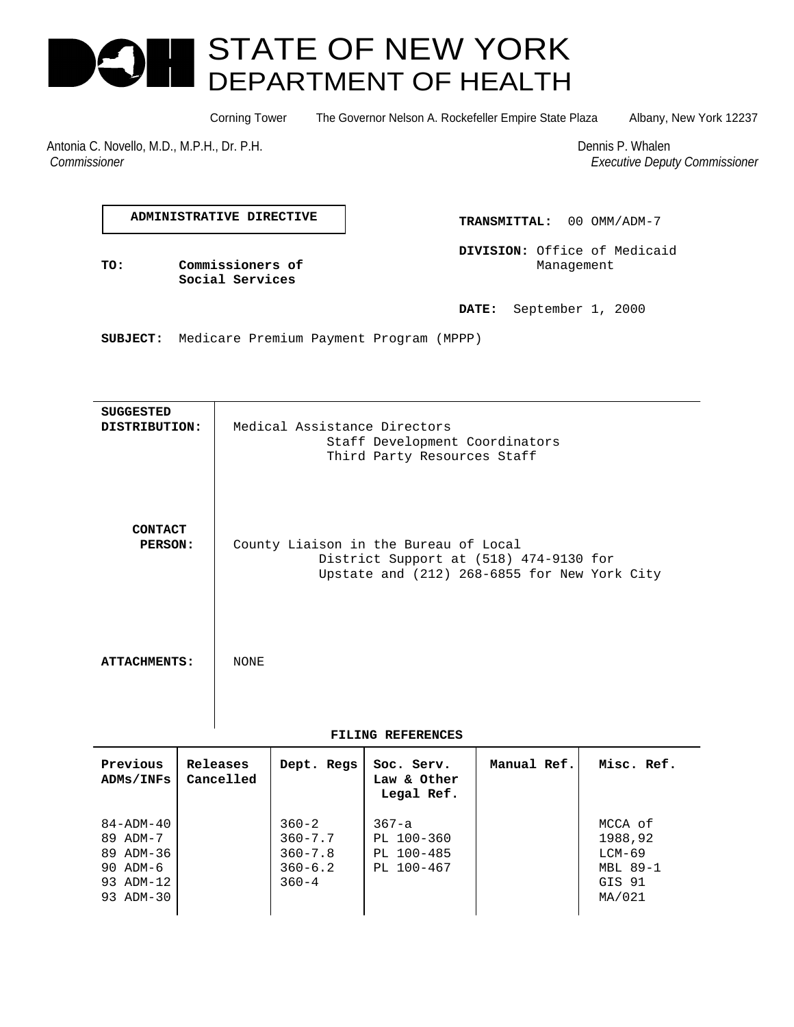# STATE OF NEW YORK
## DEPARTMENT OF HEALTH

Corning Tower  The Governor Nelson A. Rockefeller Empire State Plaza  Albany, New York 12237

Antonia C. Novello, M.D., M.P.H., Dr. P.H.
*Commissioner*

Dennis P. Whalen
*Executive Deputy Commissioner*

**ADMINISTRATIVE DIRECTIVE**

**TRANSMITTAL:** 00 OMM/ADM-7

**TO:** Commissioners of Social Services

**DIVISION:** Office of Medicaid Management

**DATE:** September 1, 2000

**SUBJECT:** Medicare Premium Payment Program (MPPP)

**SUGGESTED DISTRIBUTION:** Medical Assistance Directors
Staff Development Coordinators
Third Party Resources Staff

**CONTACT PERSON:** County Liaison in the Bureau of Local District Support at (518) 474-9130 for Upstate and (212) 268-6855 for New York City

**ATTACHMENTS:** NONE

**FILING REFERENCES**

| Previous ADMs/INFs | Releases Cancelled | Dept. Regs | Soc. Serv. Law & Other Legal Ref. | Manual Ref. | Misc. Ref. |
|---|---|---|---|---|---|
| 84-ADM-40<br>89 ADM-7<br>89 ADM-36<br>90 ADM-6<br>93 ADM-12<br>93 ADM-30 | | 360-2<br>360-7.7<br>360-7.8<br>360-6.2<br>360-4 | 367-a<br>PL 100-360<br>PL 100-485<br>PL 100-467 | | MCCA of 1988,92<br>LCM-69<br>MBL 89-1<br>GIS 91<br>MA/021 |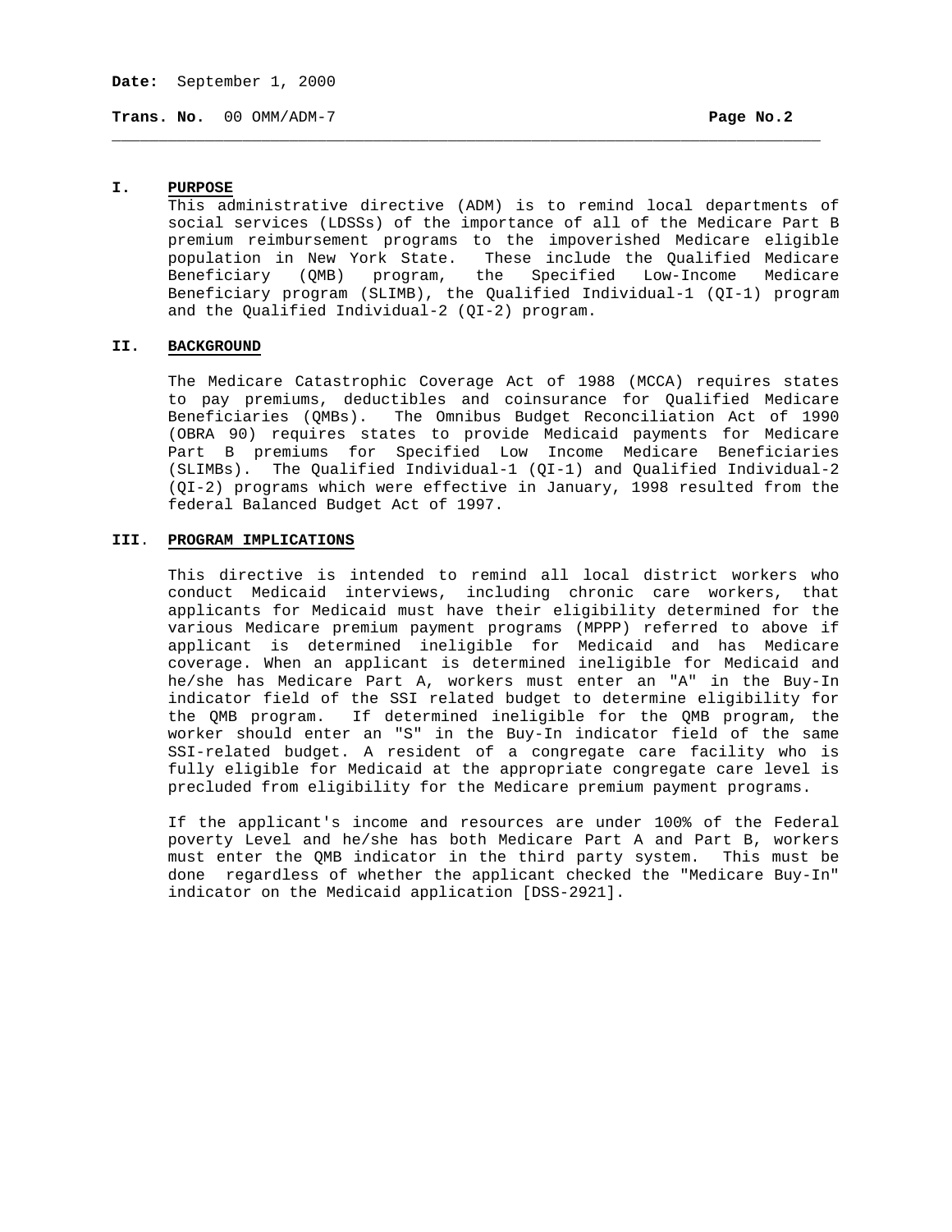## I. PURPOSE

This administrative directive (ADM) is to remind local departments of social services (LDSSs) of the importance of all of the Medicare Part B premium reimbursement programs to the impoverished Medicare eligible population in New York State. These include the Qualified Medicare Beneficiary (QMB) program, the Specified Low-Income Medicare Beneficiary program (SLIMB), the Qualified Individual-1 (QI-1) program and the Qualified Individual-2 (QI-2) program.

## II. BACKGROUND

The Medicare Catastrophic Coverage Act of 1988 (MCCA) requires states to pay premiums, deductibles and coinsurance for Qualified Medicare Beneficiaries (QMBs). The Omnibus Budget Reconciliation Act of 1990 (OBRA 90) requires states to provide Medicaid payments for Medicare Part B premiums for Specified Low Income Medicare Beneficiaries (SLIMBs). The Qualified Individual-1 (QI-1) and Qualified Individual-2 (QI-2) programs which were effective in January, 1998 resulted from the federal Balanced Budget Act of 1997.

## III. PROGRAM IMPLICATIONS

This directive is intended to remind all local district workers who conduct Medicaid interviews, including chronic care workers, that applicants for Medicaid must have their eligibility determined for the various Medicare premium payment programs (MPPP) referred to above if applicant is determined ineligible for Medicaid and has Medicare coverage. When an applicant is determined ineligible for Medicaid and he/she has Medicare Part A, workers must enter an "A" in the Buy-In indicator field of the SSI related budget to determine eligibility for the QMB program. If determined ineligible for the QMB program, the worker should enter an "S" in the Buy-In indicator field of the same SSI-related budget. A resident of a congregate care facility who is fully eligible for Medicaid at the appropriate congregate care level is precluded from eligibility for the Medicare premium payment programs.

If the applicant's income and resources are under 100% of the Federal poverty Level and he/she has both Medicare Part A and Part B, workers must enter the QMB indicator in the third party system. This must be done regardless of whether the applicant checked the "Medicare Buy-In" indicator on the Medicaid application [DSS-2921].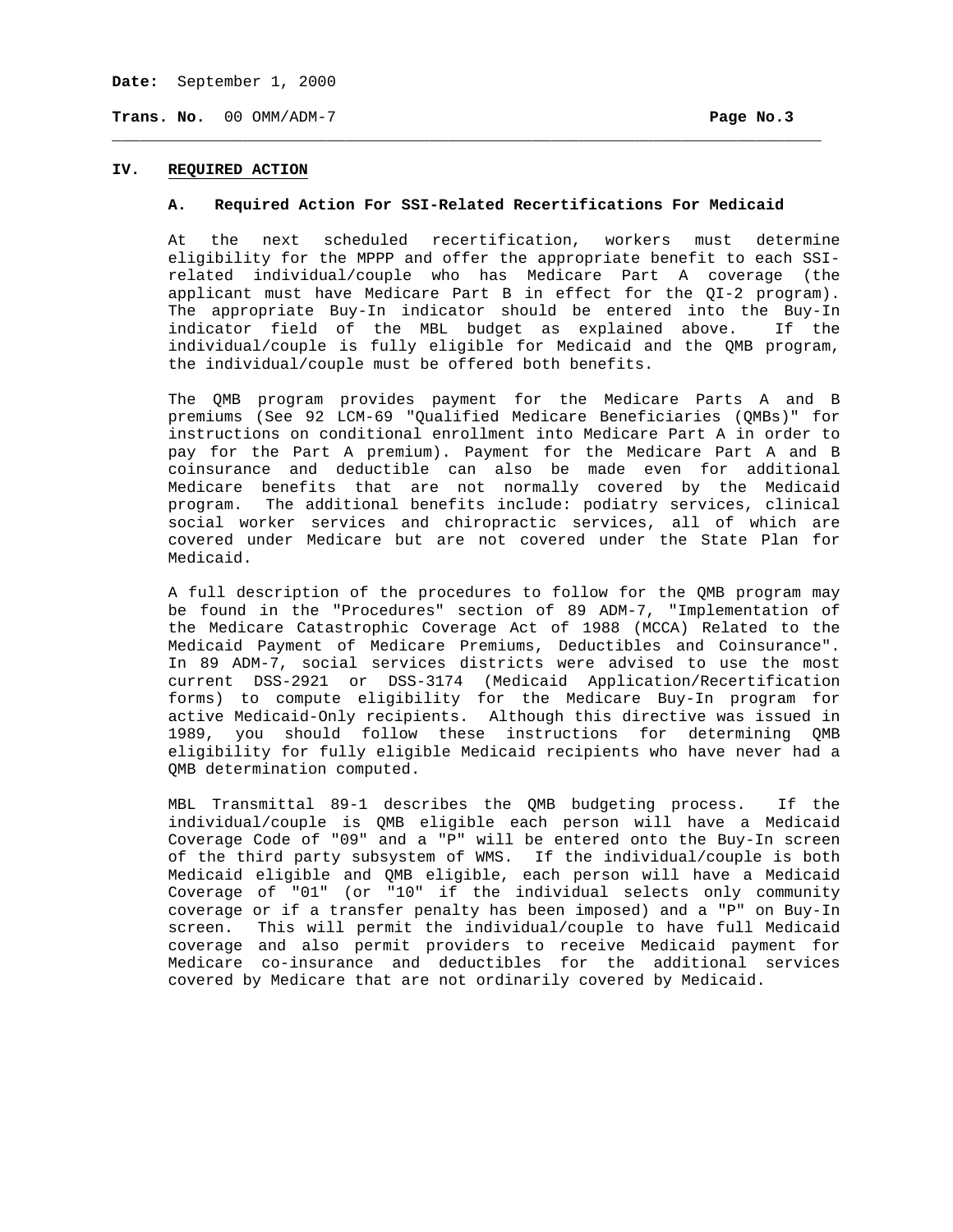## IV. REQUIRED ACTION

### A. Required Action For SSI-Related Recertifications For Medicaid

At the next scheduled recertification, workers must determine eligibility for the MPPP and offer the appropriate benefit to each SSI-related individual/couple who has Medicare Part A coverage (the applicant must have Medicare Part B in effect for the QI-2 program). The appropriate Buy-In indicator should be entered into the Buy-In indicator field of the MBL budget as explained above. If the individual/couple is fully eligible for Medicaid and the QMB program, the individual/couple must be offered both benefits.

The QMB program provides payment for the Medicare Parts A and B premiums (See 92 LCM-69 "Qualified Medicare Beneficiaries (QMBs)" for instructions on conditional enrollment into Medicare Part A in order to pay for the Part A premium). Payment for the Medicare Part A and B coinsurance and deductible can also be made even for additional Medicare benefits that are not normally covered by the Medicaid program. The additional benefits include: podiatry services, clinical social worker services and chiropractic services, all of which are covered under Medicare but are not covered under the State Plan for Medicaid.

A full description of the procedures to follow for the QMB program may be found in the "Procedures" section of 89 ADM-7, "Implementation of the Medicare Catastrophic Coverage Act of 1988 (MCCA) Related to the Medicaid Payment of Medicare Premiums, Deductibles and Coinsurance". In 89 ADM-7, social services districts were advised to use the most current DSS-2921 or DSS-3174 (Medicaid Application/Recertification forms) to compute eligibility for the Medicare Buy-In program for active Medicaid-Only recipients. Although this directive was issued in 1989, you should follow these instructions for determining QMB eligibility for fully eligible Medicaid recipients who have never had a QMB determination computed.

MBL Transmittal 89-1 describes the QMB budgeting process. If the individual/couple is QMB eligible each person will have a Medicaid Coverage Code of "09" and a "P" will be entered onto the Buy-In screen of the third party subsystem of WMS. If the individual/couple is both Medicaid eligible and QMB eligible, each person will have a Medicaid Coverage of "01" (or "10" if the individual selects only community coverage or if a transfer penalty has been imposed) and a "P" on Buy-In screen. This will permit the individual/couple to have full Medicaid coverage and also permit providers to receive Medicaid payment for Medicare co-insurance and deductibles for the additional services covered by Medicare that are not ordinarily covered by Medicaid.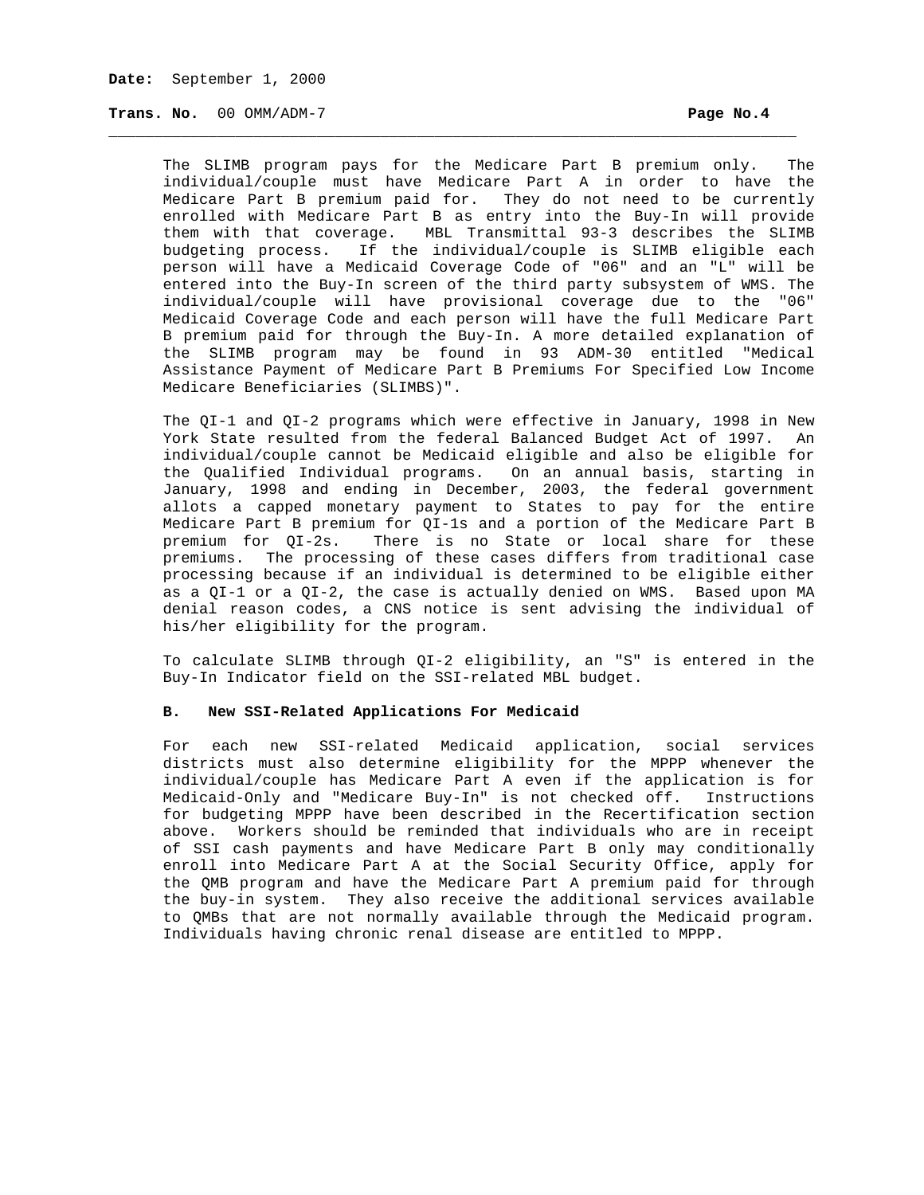The SLIMB program pays for the Medicare Part B premium only. The individual/couple must have Medicare Part A in order to have the Medicare Part B premium paid for. They do not need to be currently enrolled with Medicare Part B as entry into the Buy-In will provide them with that coverage. MBL Transmittal 93-3 describes the SLIMB budgeting process. If the individual/couple is SLIMB eligible each person will have a Medicaid Coverage Code of "06" and an "L" will be entered into the Buy-In screen of the third party subsystem of WMS. The individual/couple will have provisional coverage due to the "06" Medicaid Coverage Code and each person will have the full Medicare Part B premium paid for through the Buy-In. A more detailed explanation of the SLIMB program may be found in 93 ADM-30 entitled "Medical Assistance Payment of Medicare Part B Premiums For Specified Low Income Medicare Beneficiaries (SLIMBS)".

The QI-1 and QI-2 programs which were effective in January, 1998 in New York State resulted from the federal Balanced Budget Act of 1997. An individual/couple cannot be Medicaid eligible and also be eligible for the Qualified Individual programs. On an annual basis, starting in January, 1998 and ending in December, 2003, the federal government allots a capped monetary payment to States to pay for the entire Medicare Part B premium for QI-1s and a portion of the Medicare Part B premium for QI-2s. There is no State or local share for these premiums. The processing of these cases differs from traditional case processing because if an individual is determined to be eligible either as a QI-1 or a QI-2, the case is actually denied on WMS. Based upon MA denial reason codes, a CNS notice is sent advising the individual of his/her eligibility for the program.

To calculate SLIMB through QI-2 eligibility, an "S" is entered in the Buy-In Indicator field on the SSI-related MBL budget.

**B. New SSI-Related Applications For Medicaid**

For each new SSI-related Medicaid application, social services districts must also determine eligibility for the MPPP whenever the individual/couple has Medicare Part A even if the application is for Medicaid-Only and "Medicare Buy-In" is not checked off. Instructions for budgeting MPPP have been described in the Recertification section above. Workers should be reminded that individuals who are in receipt of SSI cash payments and have Medicare Part B only may conditionally enroll into Medicare Part A at the Social Security Office, apply for the QMB program and have the Medicare Part A premium paid for through the buy-in system. They also receive the additional services available to QMBs that are not normally available through the Medicaid program. Individuals having chronic renal disease are entitled to MPPP.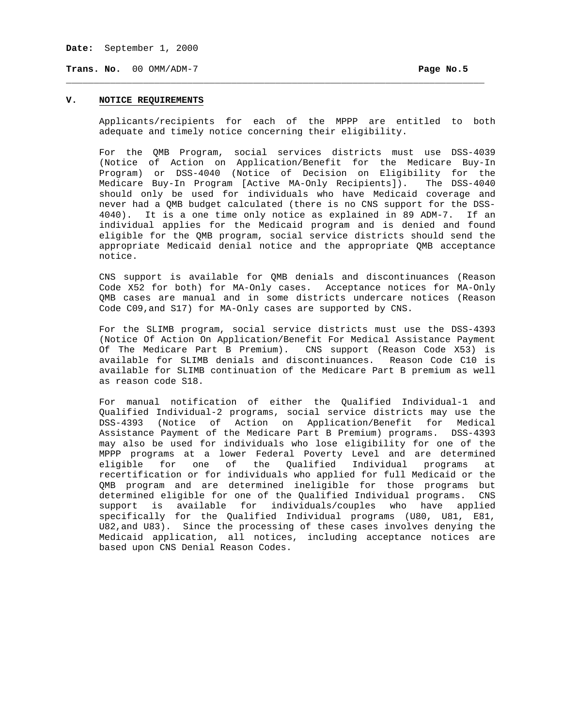## V. NOTICE REQUIREMENTS

Applicants/recipients for each of the MPPP are entitled to both adequate and timely notice concerning their eligibility.

For the QMB Program, social services districts must use DSS-4039 (Notice of Action on Application/Benefit for the Medicare Buy-In Program) or DSS-4040 (Notice of Decision on Eligibility for the Medicare Buy-In Program [Active MA-Only Recipients]). The DSS-4040 should only be used for individuals who have Medicaid coverage and never had a QMB budget calculated (there is no CNS support for the DSS-4040). It is a one time only notice as explained in 89 ADM-7. If an individual applies for the Medicaid program and is denied and found eligible for the QMB program, social service districts should send the appropriate Medicaid denial notice and the appropriate QMB acceptance notice.

CNS support is available for QMB denials and discontinuances (Reason Code X52 for both) for MA-Only cases. Acceptance notices for MA-Only QMB cases are manual and in some districts undercare notices (Reason Code C09,and S17) for MA-Only cases are supported by CNS.

For the SLIMB program, social service districts must use the DSS-4393 (Notice Of Action On Application/Benefit For Medical Assistance Payment Of The Medicare Part B Premium). CNS support (Reason Code X53) is available for SLIMB denials and discontinuances. Reason Code C10 is available for SLIMB continuation of the Medicare Part B premium as well as reason code S18.

For manual notification of either the Qualified Individual-1 and Qualified Individual-2 programs, social service districts may use the DSS-4393 (Notice of Action on Application/Benefit for Medical Assistance Payment of the Medicare Part B Premium) programs. DSS-4393 may also be used for individuals who lose eligibility for one of the MPPP programs at a lower Federal Poverty Level and are determined eligible for one of the Qualified Individual programs at recertification or for individuals who applied for full Medicaid or the QMB program and are determined ineligible for those programs but determined eligible for one of the Qualified Individual programs. CNS support is available for individuals/couples who have applied specifically for the Qualified Individual programs (U80, U81, E81, U82,and U83). Since the processing of these cases involves denying the Medicaid application, all notices, including acceptance notices are based upon CNS Denial Reason Codes.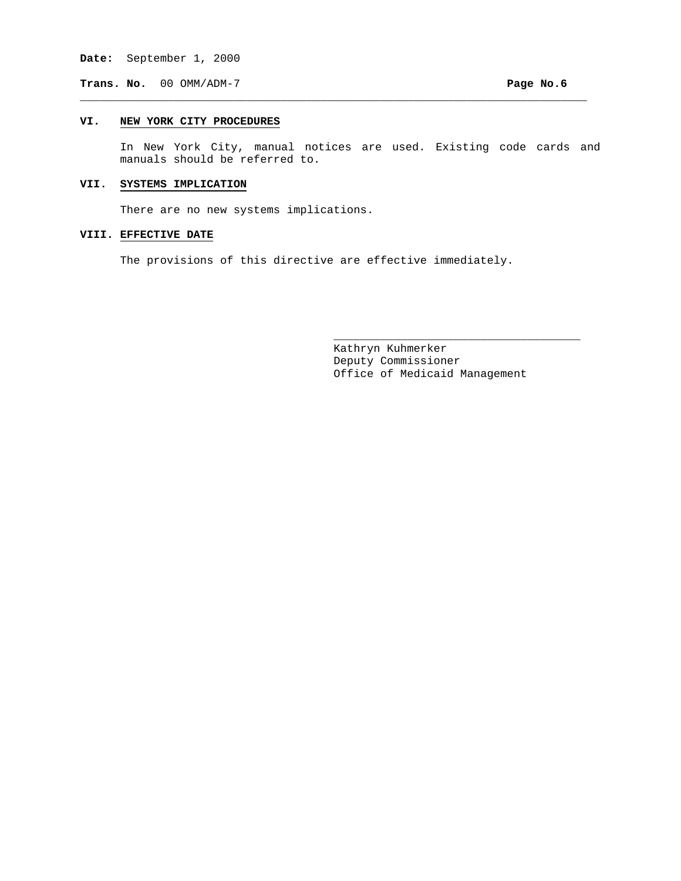## VI. NEW YORK CITY PROCEDURES

In New York City, manual notices are used. Existing code cards and manuals should be referred to.

## VII. SYSTEMS IMPLICATION

There are no new systems implications.

## VIII. EFFECTIVE DATE

The provisions of this directive are effective immediately.

Kathryn Kuhmerker
Deputy Commissioner
Office of Medicaid Management